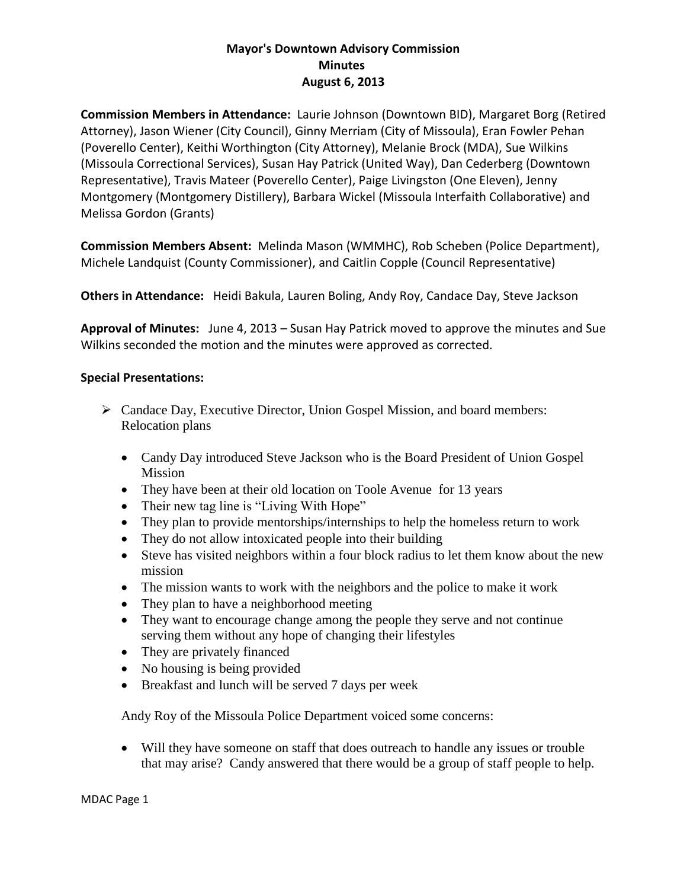# Mayor's Downtown Advisory Commission
## Minutes
## August 6, 2013

**Commission Members in Attendance:** Laurie Johnson (Downtown BID), Margaret Borg (Retired Attorney), Jason Wiener (City Council), Ginny Merriam (City of Missoula), Eran Fowler Pehan (Poverello Center), Keithi Worthington (City Attorney), Melanie Brock (MDA), Sue Wilkins (Missoula Correctional Services), Susan Hay Patrick (United Way), Dan Cederberg (Downtown Representative), Travis Mateer (Poverello Center), Paige Livingston (One Eleven), Jenny Montgomery (Montgomery Distillery), Barbara Wickel (Missoula Interfaith Collaborative) and Melissa Gordon (Grants)

**Commission Members Absent:** Melinda Mason (WMMHC), Rob Scheben (Police Department), Michele Landquist (County Commissioner), and Caitlin Copple (Council Representative)

**Others in Attendance:** Heidi Bakula, Lauren Boling, Andy Roy, Candace Day, Steve Jackson

**Approval of Minutes:** June 4, 2013 – Susan Hay Patrick moved to approve the minutes and Sue Wilkins seconded the motion and the minutes were approved as corrected.

**Special Presentations:**

- Candace Day, Executive Director, Union Gospel Mission, and board members: Relocation plans

  - Candy Day introduced Steve Jackson who is the Board President of Union Gospel Mission
  - They have been at their old location on Toole Avenue for 13 years
  - Their new tag line is "Living With Hope"
  - They plan to provide mentorships/internships to help the homeless return to work
  - They do not allow intoxicated people into their building
  - Steve has visited neighbors within a four block radius to let them know about the new mission
  - The mission wants to work with the neighbors and the police to make it work
  - They plan to have a neighborhood meeting
  - They want to encourage change among the people they serve and not continue serving them without any hope of changing their lifestyles
  - They are privately financed
  - No housing is being provided
  - Breakfast and lunch will be served 7 days per week

  Andy Roy of the Missoula Police Department voiced some concerns:

  - Will they have someone on staff that does outreach to handle any issues or trouble that may arise? Candy answered that there would be a group of staff people to help.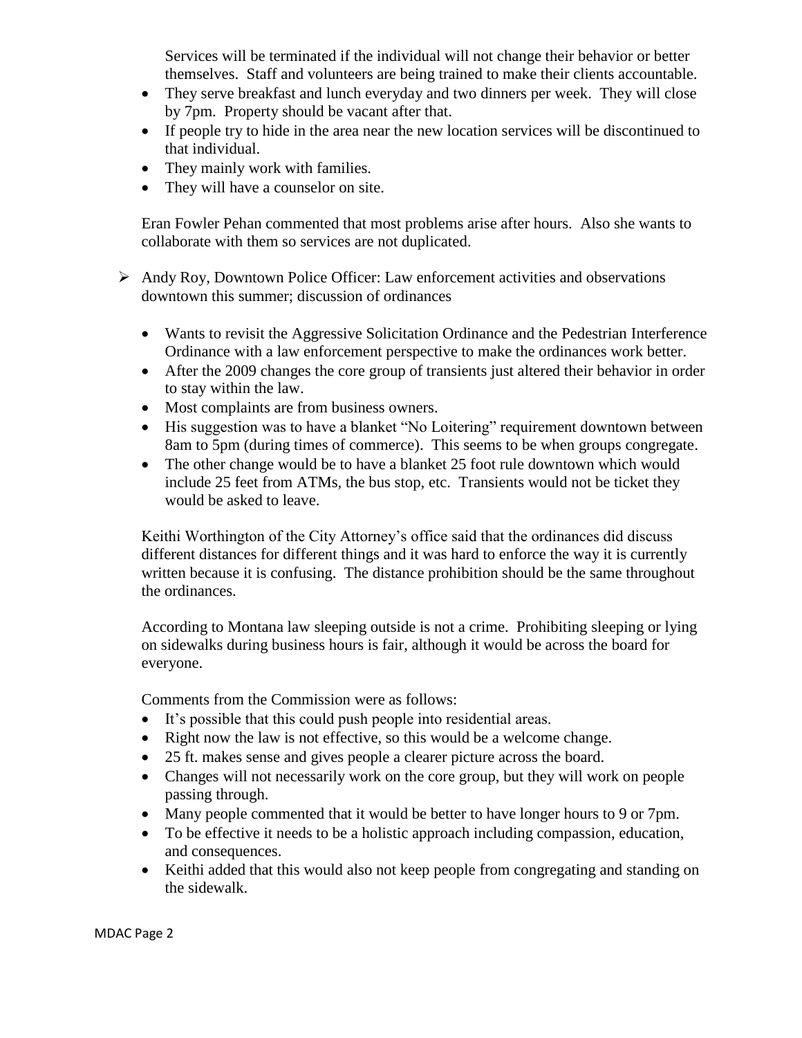Services will be terminated if the individual will not change their behavior or better themselves. Staff and volunteers are being trained to make their clients accountable.

- They serve breakfast and lunch everyday and two dinners per week. They will close by 7pm. Property should be vacant after that.
- If people try to hide in the area near the new location services will be discontinued to that individual.
- They mainly work with families.
- They will have a counselor on site.

Eran Fowler Pehan commented that most problems arise after hours. Also she wants to collaborate with them so services are not duplicated.

- Andy Roy, Downtown Police Officer: Law enforcement activities and observations downtown this summer; discussion of ordinances
  - Wants to revisit the Aggressive Solicitation Ordinance and the Pedestrian Interference Ordinance with a law enforcement perspective to make the ordinances work better.
  - After the 2009 changes the core group of transients just altered their behavior in order to stay within the law.
  - Most complaints are from business owners.
  - His suggestion was to have a blanket "No Loitering" requirement downtown between 8am to 5pm (during times of commerce). This seems to be when groups congregate.
  - The other change would be to have a blanket 25 foot rule downtown which would include 25 feet from ATMs, the bus stop, etc. Transients would not be ticket they would be asked to leave.

Keithi Worthington of the City Attorney's office said that the ordinances did discuss different distances for different things and it was hard to enforce the way it is currently written because it is confusing. The distance prohibition should be the same throughout the ordinances.

According to Montana law sleeping outside is not a crime. Prohibiting sleeping or lying on sidewalks during business hours is fair, although it would be across the board for everyone.

Comments from the Commission were as follows:

- It's possible that this could push people into residential areas.
- Right now the law is not effective, so this would be a welcome change.
- 25 ft. makes sense and gives people a clearer picture across the board.
- Changes will not necessarily work on the core group, but they will work on people passing through.
- Many people commented that it would be better to have longer hours to 9 or 7pm.
- To be effective it needs to be a holistic approach including compassion, education, and consequences.
- Keithi added that this would also not keep people from congregating and standing on the sidewalk.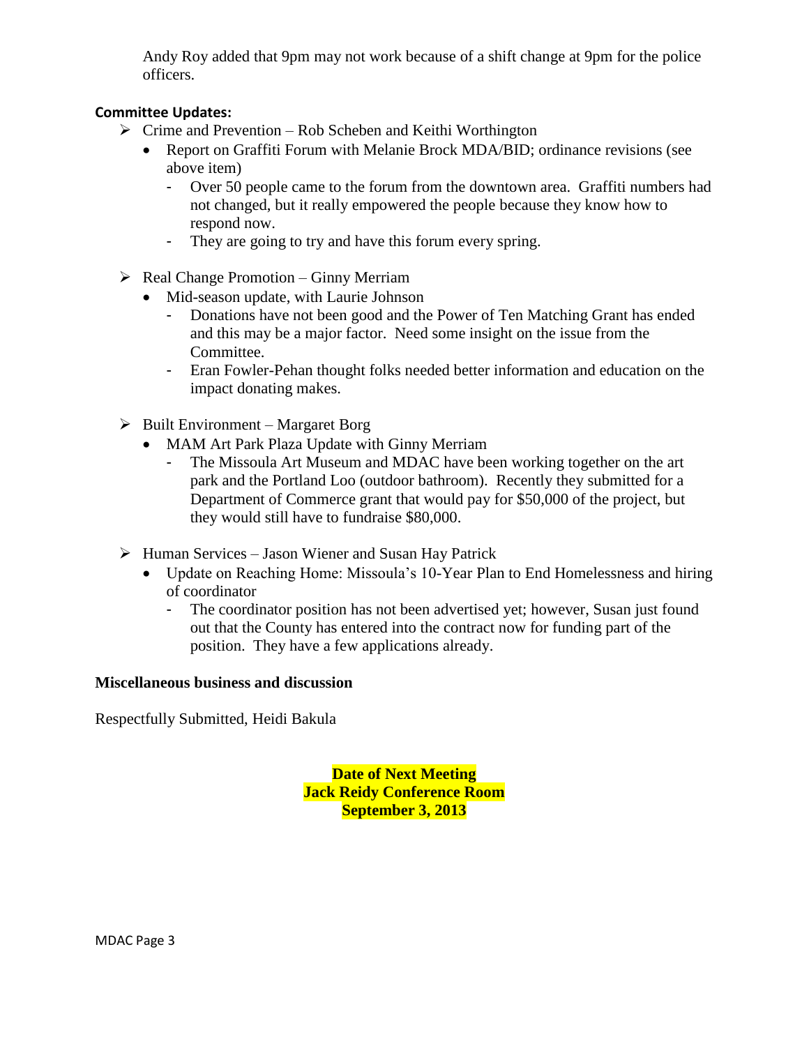Andy Roy added that 9pm may not work because of a shift change at 9pm for the police officers.

**Committee Updates:**

- Crime and Prevention – Rob Scheben and Keithi Worthington
  - Report on Graffiti Forum with Melanie Brock MDA/BID; ordinance revisions (see above item)
    - Over 50 people came to the forum from the downtown area. Graffiti numbers had not changed, but it really empowered the people because they know how to respond now.
    - They are going to try and have this forum every spring.

- Real Change Promotion – Ginny Merriam
  - Mid-season update, with Laurie Johnson
    - Donations have not been good and the Power of Ten Matching Grant has ended and this may be a major factor. Need some insight on the issue from the Committee.
    - Eran Fowler-Pehan thought folks needed better information and education on the impact donating makes.

- Built Environment – Margaret Borg
  - MAM Art Park Plaza Update with Ginny Merriam
    - The Missoula Art Museum and MDAC have been working together on the art park and the Portland Loo (outdoor bathroom). Recently they submitted for a Department of Commerce grant that would pay for $50,000 of the project, but they would still have to fundraise $80,000.

- Human Services – Jason Wiener and Susan Hay Patrick
  - Update on Reaching Home: Missoula's 10-Year Plan to End Homelessness and hiring of coordinator
    - The coordinator position has not been advertised yet; however, Susan just found out that the County has entered into the contract now for funding part of the position. They have a few applications already.

**Miscellaneous business and discussion**

Respectfully Submitted, Heidi Bakula

**Date of Next Meeting**
**Jack Reidy Conference Room**
**September 3, 2013**